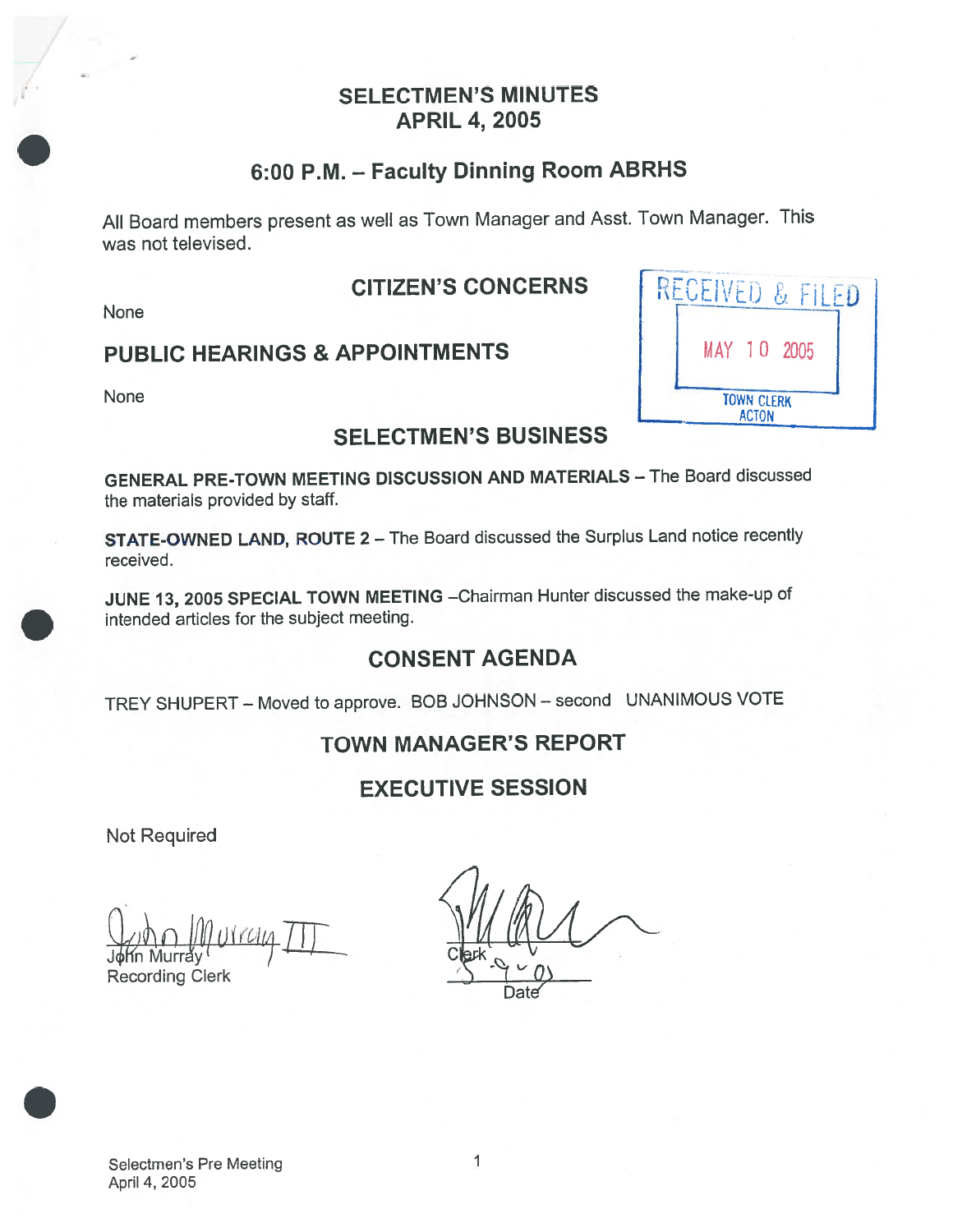# SELECTMEN'S MINUTES
# APRIL 4, 2005

## 6:00 P.M. – Faculty Dinning Room ABRHS

All Board members present as well as Town Manager and Asst. Town Manager. This was not televised.

RECEIVED & FILED
MAY 10 2005
TOWN CLERK
ACTON

## CITIZEN'S CONCERNS

None

## PUBLIC HEARINGS & APPOINTMENTS

None

## SELECTMEN'S BUSINESS

**GENERAL PRE-TOWN MEETING DISCUSSION AND MATERIALS** – The Board discussed the materials provided by staff.

**STATE-OWNED LAND, ROUTE 2** – The Board discussed the Surplus Land notice recently received.

**JUNE 13, 2005 SPECIAL TOWN MEETING** –Chairman Hunter discussed the make-up of intended articles for the subject meeting.

## CONSENT AGENDA

TREY SHUPERT – Moved to approve. BOB JOHNSON – second UNANIMOUS VOTE

## TOWN MANAGER'S REPORT

## EXECUTIVE SESSION

Not Required

John Murray
Recording Clerk

Clerk

5-9-05
Date

Selectmen's Pre Meeting
April 4, 2005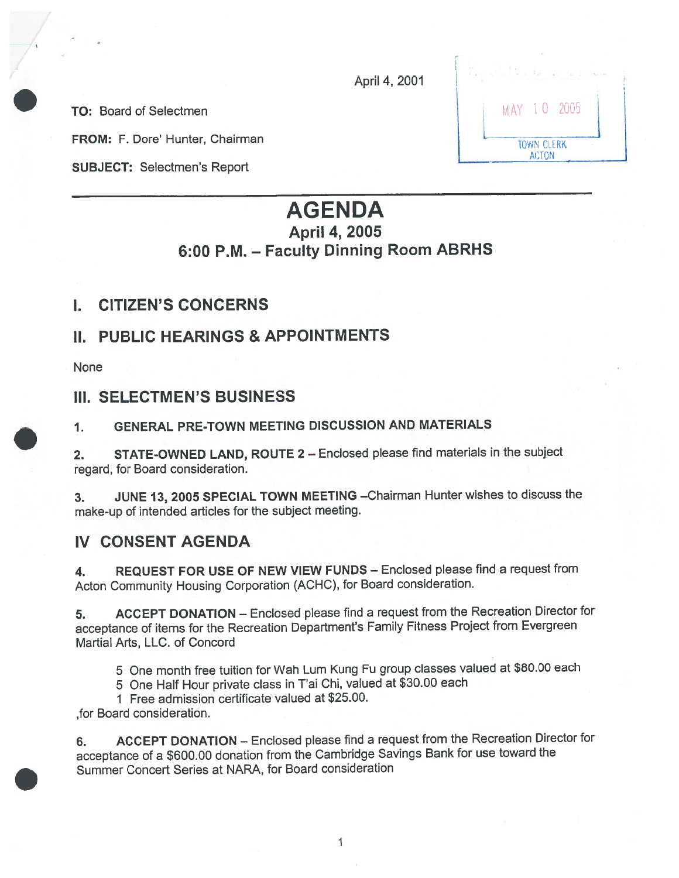April 4, 2001

MAY 10 2005
TOWN CLERK
ACTON

**TO:** Board of Selectmen

**FROM:** F. Dore' Hunter, Chairman

**SUBJECT:** Selectmen's Report

---

# AGENDA
## April 4, 2005
## 6:00 P.M. – Faculty Dinning Room ABRHS

## I. CITIZEN'S CONCERNS

## II. PUBLIC HEARINGS & APPOINTMENTS

None

## III. SELECTMEN'S BUSINESS

1. **GENERAL PRE-TOWN MEETING DISCUSSION AND MATERIALS**

2. **STATE-OWNED LAND, ROUTE 2** – Enclosed please find materials in the subject regard, for Board consideration.

3. **JUNE 13, 2005 SPECIAL TOWN MEETING** –Chairman Hunter wishes to discuss the make-up of intended articles for the subject meeting.

## IV CONSENT AGENDA

4. **REQUEST FOR USE OF NEW VIEW FUNDS** – Enclosed please find a request from Acton Community Housing Corporation (ACHC), for Board consideration.

5. **ACCEPT DONATION** – Enclosed please find a request from the Recreation Director for acceptance of items for the Recreation Department's Family Fitness Project from Evergreen Martial Arts, LLC. of Concord

   5 One month free tuition for Wah Lum Kung Fu group classes valued at $80.00 each
   5 One Half Hour private class in T'ai Chi, valued at $30.00 each
   1 Free admission certificate valued at $25.00.

   ,for Board consideration.

6. **ACCEPT DONATION** – Enclosed please find a request from the Recreation Director for acceptance of a $600.00 donation from the Cambridge Savings Bank for use toward the Summer Concert Series at NARA, for Board consideration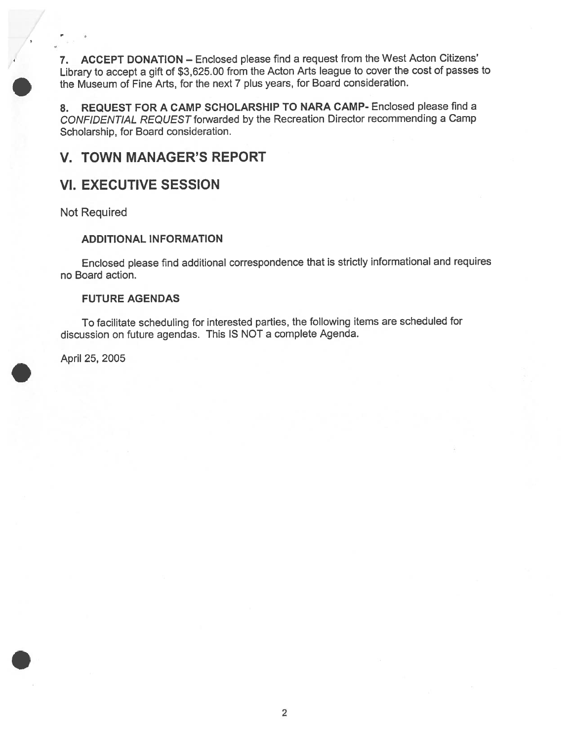7. **ACCEPT DONATION** – Enclosed please find a request from the West Acton Citizens' Library to accept a gift of $3,625.00 from the Acton Arts league to cover the cost of passes to the Museum of Fine Arts, for the next 7 plus years, for Board consideration.

8. **REQUEST FOR A CAMP SCHOLARSHIP TO NARA CAMP-** Enclosed please find a *CONFIDENTIAL REQUEST* forwarded by the Recreation Director recommending a Camp Scholarship, for Board consideration.

## V. TOWN MANAGER'S REPORT

## VI. EXECUTIVE SESSION

Not Required

### ADDITIONAL INFORMATION

Enclosed please find additional correspondence that is strictly informational and requires no Board action.

### FUTURE AGENDAS

To facilitate scheduling for interested parties, the following items are scheduled for discussion on future agendas. This IS NOT a complete Agenda.

April 25, 2005